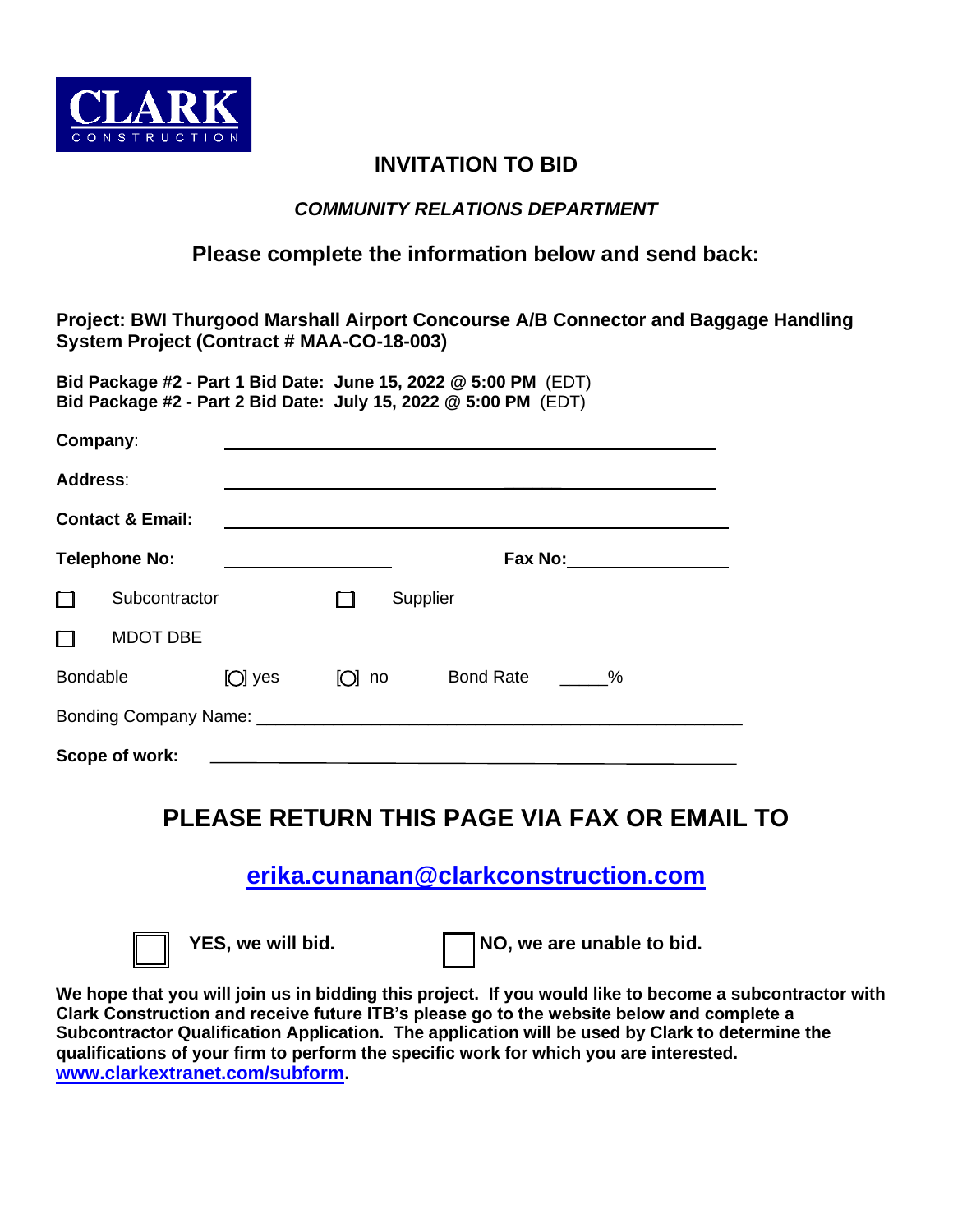CLARK CONSTRUCTION

# INVITATION TO BID

***COMMUNITY RELATIONS DEPARTMENT***

## Please complete the information below and send back:

**Project: BWI Thurgood Marshall Airport Concourse A/B Connector and Baggage Handling System Project (Contract # MAA-CO-18-003)**

**Bid Package #2 - Part 1 Bid Date: June 15, 2022 @ 5:00 PM** (EDT)
**Bid Package #2 - Part 2 Bid Date: July 15, 2022 @ 5:00 PM** (EDT)

**Company**: ____________________________________________

**Address**: ____________________________________________

**Contact & Email:** ____________________________________________

**Telephone No:** ____________________ **Fax No:** ____________________

☐ Subcontractor ☐ Supplier

☐ MDOT DBE

Bondable [O] yes [O] no Bond Rate _____%

Bonding Company Name: ____________________________________________

**Scope of work:** ____________________________________________

## PLEASE RETURN THIS PAGE VIA FAX OR EMAIL TO

## [erika.cunanan@clarkconstruction.com](mailto:erika.cunanan@clarkconstruction.com)

☐ **YES, we will bid.** ☐ **NO, we are unable to bid.**

**We hope that you will join us in bidding this project. If you would like to become a subcontractor with Clark Construction and receive future ITB's please go to the website below and complete a Subcontractor Qualification Application. The application will be used by Clark to determine the qualifications of your firm to perform the specific work for which you are interested. [www.clarkextranet.com/subform](http://www.clarkextranet.com/subform).**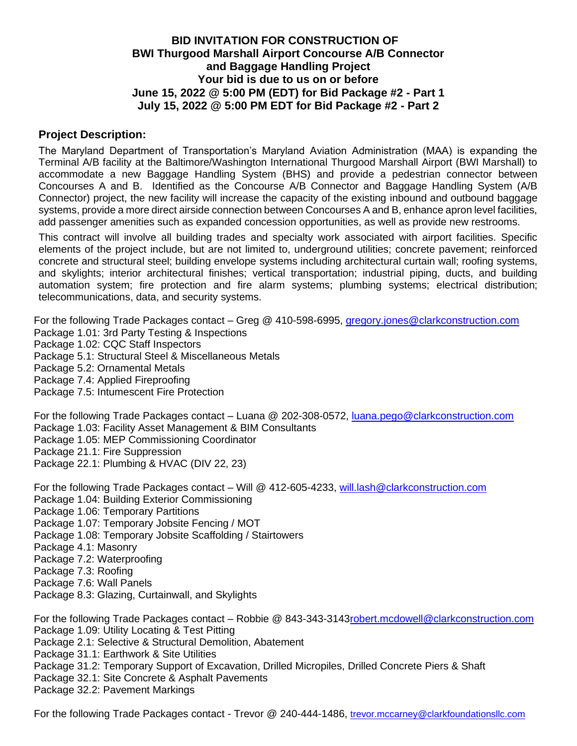**BID INVITATION FOR CONSTRUCTION OF**
**BWI Thurgood Marshall Airport Concourse A/B Connector and Baggage Handling Project**
**Your bid is due to us on or before**
**June 15, 2022 @ 5:00 PM (EDT) for Bid Package #2 - Part 1**
**July 15, 2022 @ 5:00 PM EDT for Bid Package #2 - Part 2**

## Project Description:

The Maryland Department of Transportation's Maryland Aviation Administration (MAA) is expanding the Terminal A/B facility at the Baltimore/Washington International Thurgood Marshall Airport (BWI Marshall) to accommodate a new Baggage Handling System (BHS) and provide a pedestrian connector between Concourses A and B. Identified as the Concourse A/B Connector and Baggage Handling System (A/B Connector) project, the new facility will increase the capacity of the existing inbound and outbound baggage systems, provide a more direct airside connection between Concourses A and B, enhance apron level facilities, add passenger amenities such as expanded concession opportunities, as well as provide new restrooms.

This contract will involve all building trades and specialty work associated with airport facilities. Specific elements of the project include, but are not limited to, underground utilities; concrete pavement; reinforced concrete and structural steel; building envelope systems including architectural curtain wall; roofing systems, and skylights; interior architectural finishes; vertical transportation; industrial piping, ducts, and building automation system; fire protection and fire alarm systems; plumbing systems; electrical distribution; telecommunications, data, and security systems.

For the following Trade Packages contact – Greg @ 410-598-6995, gregory.jones@clarkconstruction.com
Package 1.01: 3rd Party Testing & Inspections
Package 1.02: CQC Staff Inspectors
Package 5.1: Structural Steel & Miscellaneous Metals
Package 5.2: Ornamental Metals
Package 7.4: Applied Fireproofing
Package 7.5: Intumescent Fire Protection

For the following Trade Packages contact – Luana @ 202-308-0572, luana.pego@clarkconstruction.com
Package 1.03: Facility Asset Management & BIM Consultants
Package 1.05: MEP Commissioning Coordinator
Package 21.1: Fire Suppression
Package 22.1: Plumbing & HVAC (DIV 22, 23)

For the following Trade Packages contact – Will @ 412-605-4233, will.lash@clarkconstruction.com
Package 1.04: Building Exterior Commissioning
Package 1.06: Temporary Partitions
Package 1.07: Temporary Jobsite Fencing / MOT
Package 1.08: Temporary Jobsite Scaffolding / Stairtowers
Package 4.1: Masonry
Package 7.2: Waterproofing
Package 7.3: Roofing
Package 7.6: Wall Panels
Package 8.3: Glazing, Curtainwall, and Skylights

For the following Trade Packages contact – Robbie @ 843-343-3143robert.mcdowell@clarkconstruction.com
Package 1.09: Utility Locating & Test Pitting
Package 2.1: Selective & Structural Demolition, Abatement
Package 31.1: Earthwork & Site Utilities
Package 31.2: Temporary Support of Excavation, Drilled Micropiles, Drilled Concrete Piers & Shaft
Package 32.1: Site Concrete & Asphalt Pavements
Package 32.2: Pavement Markings

For the following Trade Packages contact - Trevor @ 240-444-1486, trevor.mccarney@clarkfoundationsllc.com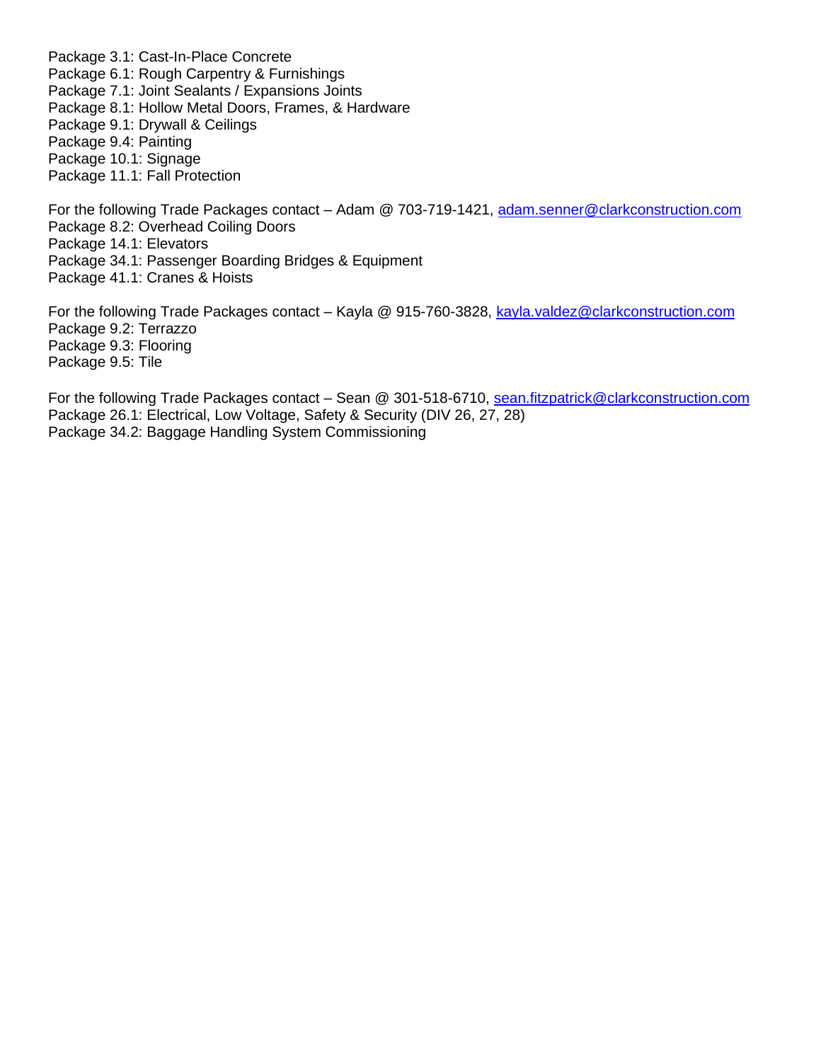Package 3.1: Cast-In-Place Concrete
Package 6.1: Rough Carpentry & Furnishings
Package 7.1: Joint Sealants / Expansions Joints
Package 8.1: Hollow Metal Doors, Frames, & Hardware
Package 9.1: Drywall & Ceilings
Package 9.4: Painting
Package 10.1: Signage
Package 11.1: Fall Protection

For the following Trade Packages contact – Adam @ 703-719-1421, adam.senner@clarkconstruction.com
Package 8.2: Overhead Coiling Doors
Package 14.1: Elevators
Package 34.1: Passenger Boarding Bridges & Equipment
Package 41.1: Cranes & Hoists

For the following Trade Packages contact – Kayla @ 915-760-3828, kayla.valdez@clarkconstruction.com
Package 9.2: Terrazzo
Package 9.3: Flooring
Package 9.5: Tile

For the following Trade Packages contact – Sean @ 301-518-6710, sean.fitzpatrick@clarkconstruction.com
Package 26.1: Electrical, Low Voltage, Safety & Security (DIV 26, 27, 28)
Package 34.2: Baggage Handling System Commissioning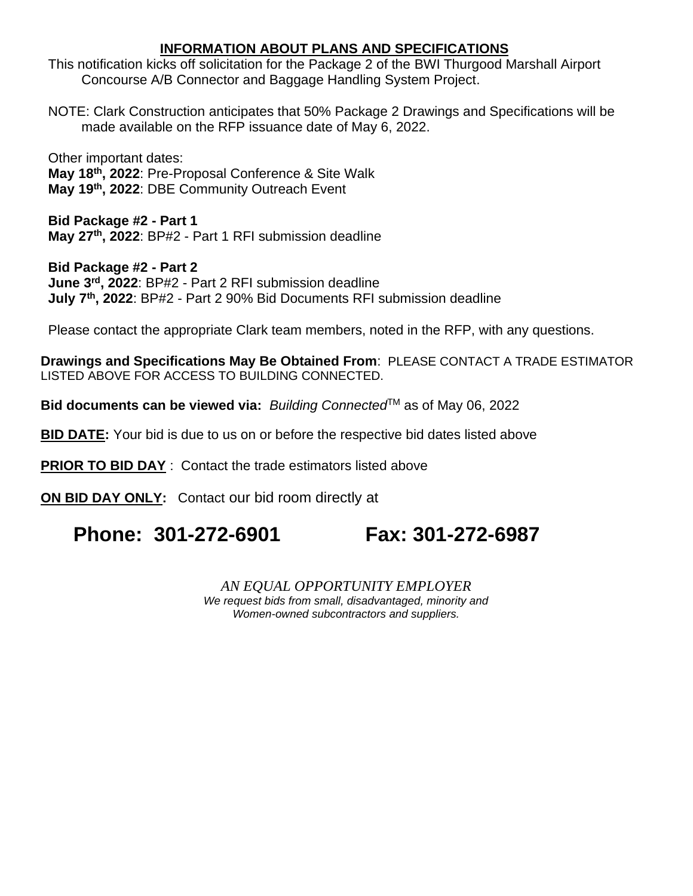## INFORMATION ABOUT PLANS AND SPECIFICATIONS

This notification kicks off solicitation for the Package 2 of the BWI Thurgood Marshall Airport Concourse A/B Connector and Baggage Handling System Project.

NOTE: Clark Construction anticipates that 50% Package 2 Drawings and Specifications will be made available on the RFP issuance date of May 6, 2022.

Other important dates:
**May 18th, 2022**: Pre-Proposal Conference & Site Walk
**May 19th, 2022**: DBE Community Outreach Event

**Bid Package #2 - Part 1**
**May 27th, 2022**: BP#2 - Part 1 RFI submission deadline

**Bid Package #2 - Part 2**
**June 3rd, 2022**: BP#2 - Part 2 RFI submission deadline
**July 7th, 2022**: BP#2 - Part 2 90% Bid Documents RFI submission deadline

Please contact the appropriate Clark team members, noted in the RFP, with any questions.

**Drawings and Specifications May Be Obtained From**: PLEASE CONTACT A TRADE ESTIMATOR LISTED ABOVE FOR ACCESS TO BUILDING CONNECTED.

**Bid documents can be viewed via:** *Building Connected*™ as of May 06, 2022

**BID DATE:** Your bid is due to us on or before the respective bid dates listed above

**PRIOR TO BID DAY** : Contact the trade estimators listed above

**ON BID DAY ONLY:** Contact our bid room directly at

**Phone: 301-272-6901 Fax: 301-272-6987**

*AN EQUAL OPPORTUNITY EMPLOYER*
*We request bids from small, disadvantaged, minority and Women-owned subcontractors and suppliers.*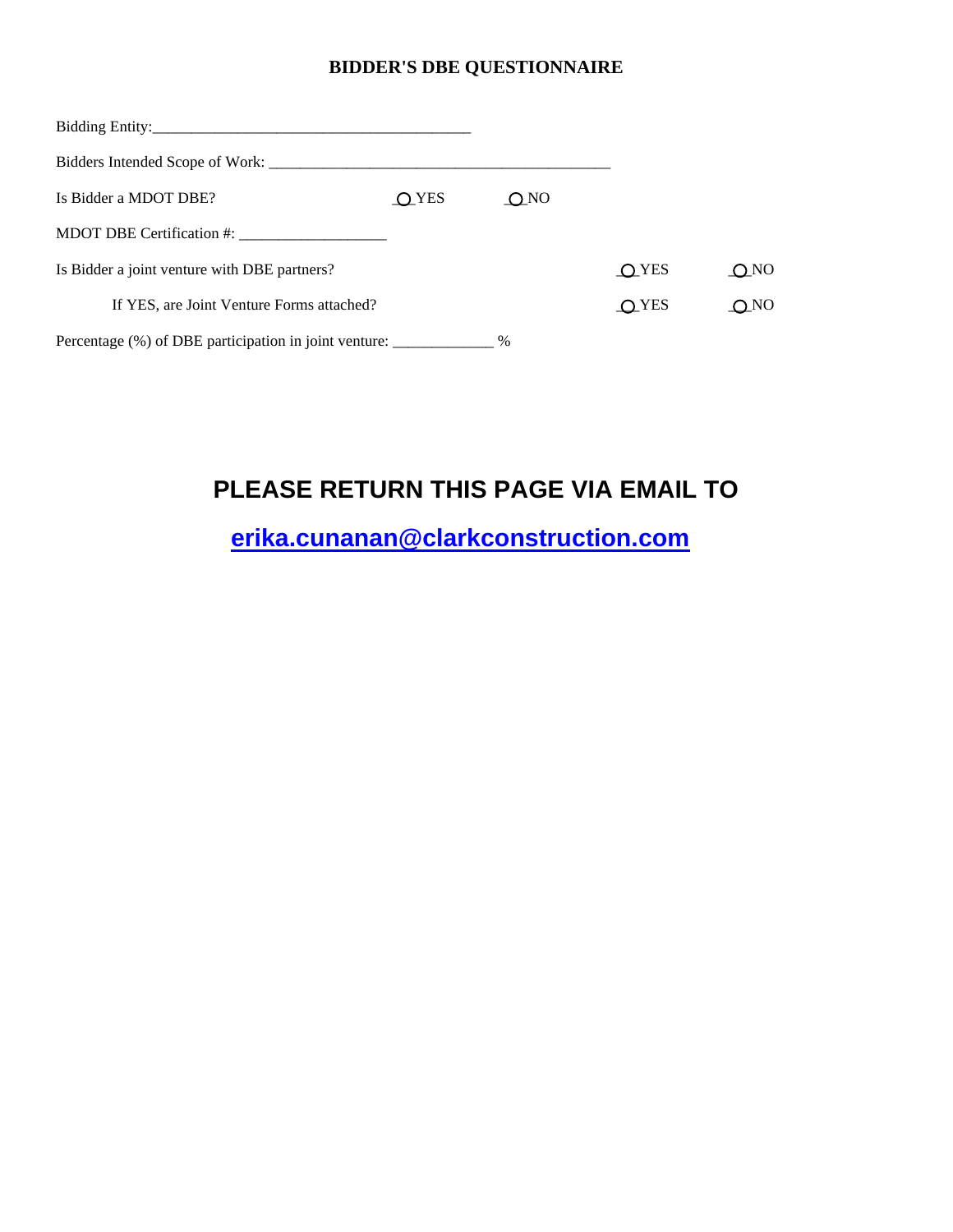# BIDDER'S DBE QUESTIONNAIRE

Bidding Entity:_________________________________________

Bidders Intended Scope of Work: ____________________________________________

Is Bidder a MDOT DBE? ○ YES ○ NO

MDOT DBE Certification #: ___________________

Is Bidder a joint venture with DBE partners? ○ YES ○ NO

If YES, are Joint Venture Forms attached? ○ YES ○ NO

Percentage (%) of DBE participation in joint venture: _____________ %

## PLEASE RETURN THIS PAGE VIA EMAIL TO

**erika.cunanan@clarkconstruction.com**